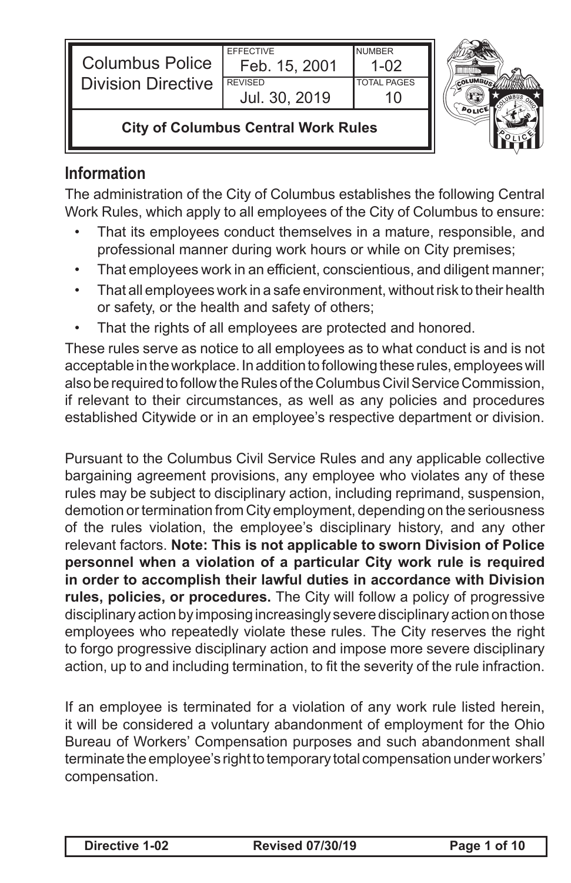| Columbus Police Division Directive | EFFECTIVE Feb. 15, 2001 | NUMBER 1-02 |
|---|---|---|
| | REVISED Jul. 30, 2019 | TOTAL PAGES 10 |

**City of Columbus Central Work Rules**

## Information

The administration of the City of Columbus establishes the following Central Work Rules, which apply to all employees of the City of Columbus to ensure:

- That its employees conduct themselves in a mature, responsible, and professional manner during work hours or while on City premises;
- That employees work in an efficient, conscientious, and diligent manner;
- That all employees work in a safe environment, without risk to their health or safety, or the health and safety of others;
- That the rights of all employees are protected and honored.

These rules serve as notice to all employees as to what conduct is and is not acceptable in the workplace. In addition to following these rules, employees will also be required to follow the Rules of the Columbus Civil Service Commission, if relevant to their circumstances, as well as any policies and procedures established Citywide or in an employee's respective department or division.

Pursuant to the Columbus Civil Service Rules and any applicable collective bargaining agreement provisions, any employee who violates any of these rules may be subject to disciplinary action, including reprimand, suspension, demotion or termination from City employment, depending on the seriousness of the rules violation, the employee's disciplinary history, and any other relevant factors. **Note: This is not applicable to sworn Division of Police personnel when a violation of a particular City work rule is required in order to accomplish their lawful duties in accordance with Division rules, policies, or procedures.** The City will follow a policy of progressive disciplinary action by imposing increasingly severe disciplinary action on those employees who repeatedly violate these rules. The City reserves the right to forgo progressive disciplinary action and impose more severe disciplinary action, up to and including termination, to fit the severity of the rule infraction.

If an employee is terminated for a violation of any work rule listed herein, it will be considered a voluntary abandonment of employment for the Ohio Bureau of Workers' Compensation purposes and such abandonment shall terminate the employee's right to temporary total compensation under workers' compensation.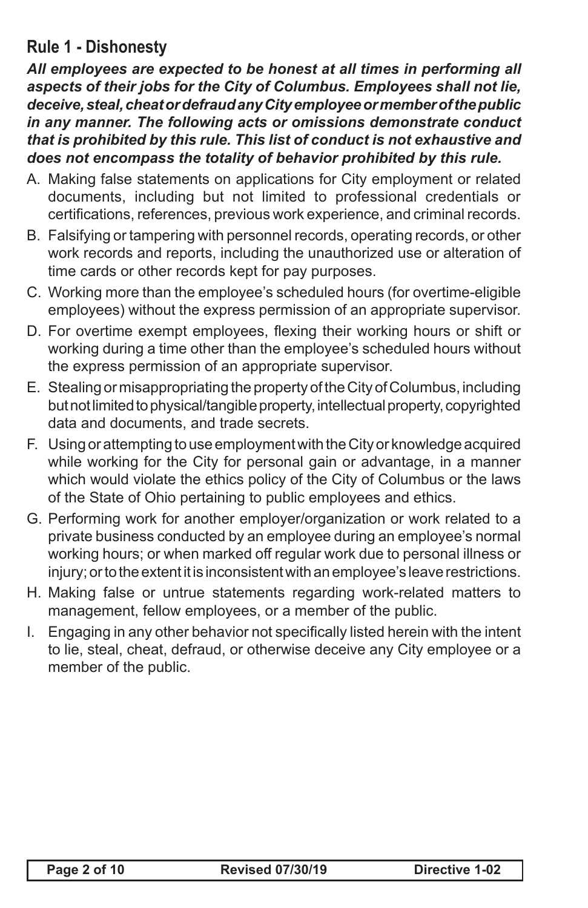## Rule 1 - Dishonesty

***All employees are expected to be honest at all times in performing all aspects of their jobs for the City of Columbus. Employees shall not lie, deceive, steal, cheat or defraud any City employee or member of the public in any manner. The following acts or omissions demonstrate conduct that is prohibited by this rule. This list of conduct is not exhaustive and does not encompass the totality of behavior prohibited by this rule.***

A. Making false statements on applications for City employment or related documents, including but not limited to professional credentials or certifications, references, previous work experience, and criminal records.

B. Falsifying or tampering with personnel records, operating records, or other work records and reports, including the unauthorized use or alteration of time cards or other records kept for pay purposes.

C. Working more than the employee's scheduled hours (for overtime-eligible employees) without the express permission of an appropriate supervisor.

D. For overtime exempt employees, flexing their working hours or shift or working during a time other than the employee's scheduled hours without the express permission of an appropriate supervisor.

E. Stealing or misappropriating the property of the City of Columbus, including but not limited to physical/tangible property, intellectual property, copyrighted data and documents, and trade secrets.

F. Using or attempting to use employment with the City or knowledge acquired while working for the City for personal gain or advantage, in a manner which would violate the ethics policy of the City of Columbus or the laws of the State of Ohio pertaining to public employees and ethics.

G. Performing work for another employer/organization or work related to a private business conducted by an employee during an employee's normal working hours; or when marked off regular work due to personal illness or injury; or to the extent it is inconsistent with an employee's leave restrictions.

H. Making false or untrue statements regarding work-related matters to management, fellow employees, or a member of the public.

I. Engaging in any other behavior not specifically listed herein with the intent to lie, steal, cheat, defraud, or otherwise deceive any City employee or a member of the public.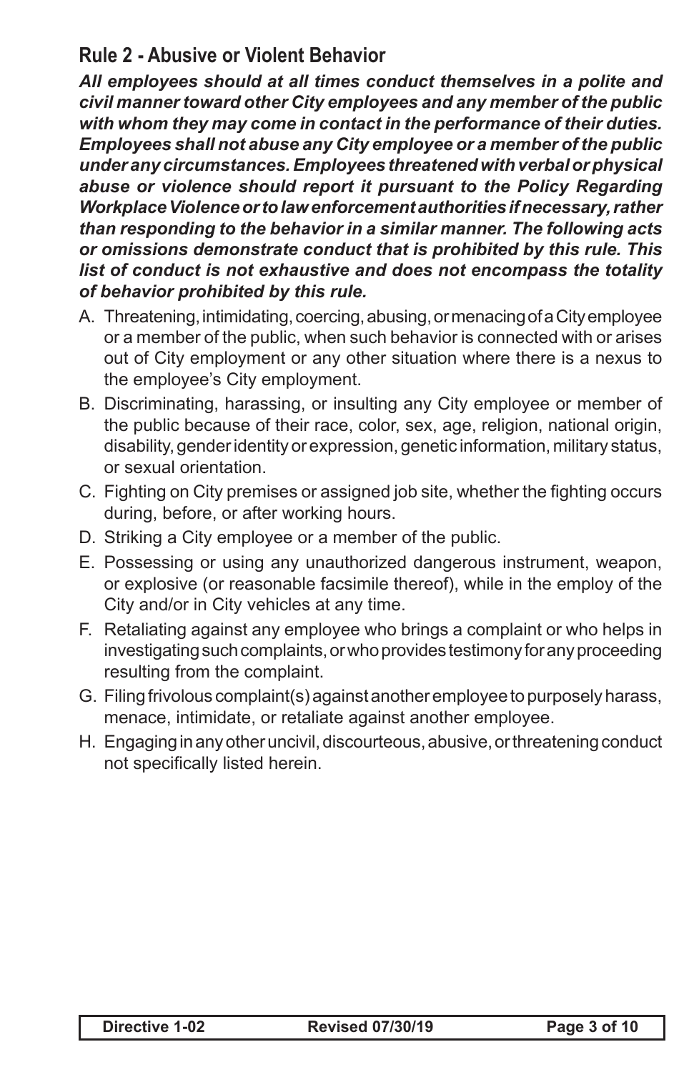## Rule 2 - Abusive or Violent Behavior

***All employees should at all times conduct themselves in a polite and civil manner toward other City employees and any member of the public with whom they may come in contact in the performance of their duties. Employees shall not abuse any City employee or a member of the public under any circumstances. Employees threatened with verbal or physical abuse or violence should report it pursuant to the Policy Regarding Workplace Violence or to law enforcement authorities if necessary, rather than responding to the behavior in a similar manner. The following acts or omissions demonstrate conduct that is prohibited by this rule. This list of conduct is not exhaustive and does not encompass the totality of behavior prohibited by this rule.***

A. Threatening, intimidating, coercing, abusing, or menacing of a City employee or a member of the public, when such behavior is connected with or arises out of City employment or any other situation where there is a nexus to the employee's City employment.

B. Discriminating, harassing, or insulting any City employee or member of the public because of their race, color, sex, age, religion, national origin, disability, gender identity or expression, genetic information, military status, or sexual orientation.

C. Fighting on City premises or assigned job site, whether the fighting occurs during, before, or after working hours.

D. Striking a City employee or a member of the public.

E. Possessing or using any unauthorized dangerous instrument, weapon, or explosive (or reasonable facsimile thereof), while in the employ of the City and/or in City vehicles at any time.

F. Retaliating against any employee who brings a complaint or who helps in investigating such complaints, or who provides testimony for any proceeding resulting from the complaint.

G. Filing frivolous complaint(s) against another employee to purposely harass, menace, intimidate, or retaliate against another employee.

H. Engaging in any other uncivil, discourteous, abusive, or threatening conduct not specifically listed herein.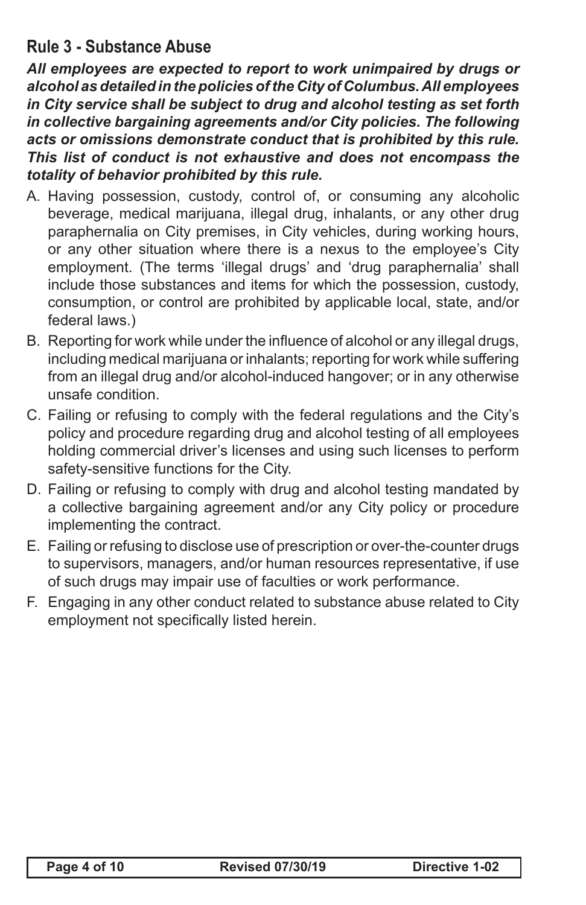## Rule 3 - Substance Abuse

***All employees are expected to report to work unimpaired by drugs or alcohol as detailed in the policies of the City of Columbus. All employees in City service shall be subject to drug and alcohol testing as set forth in collective bargaining agreements and/or City policies. The following acts or omissions demonstrate conduct that is prohibited by this rule. This list of conduct is not exhaustive and does not encompass the totality of behavior prohibited by this rule.***

A. Having possession, custody, control of, or consuming any alcoholic beverage, medical marijuana, illegal drug, inhalants, or any other drug paraphernalia on City premises, in City vehicles, during working hours, or any other situation where there is a nexus to the employee's City employment. (The terms 'illegal drugs' and 'drug paraphernalia' shall include those substances and items for which the possession, custody, consumption, or control are prohibited by applicable local, state, and/or federal laws.)

B. Reporting for work while under the influence of alcohol or any illegal drugs, including medical marijuana or inhalants; reporting for work while suffering from an illegal drug and/or alcohol-induced hangover; or in any otherwise unsafe condition.

C. Failing or refusing to comply with the federal regulations and the City's policy and procedure regarding drug and alcohol testing of all employees holding commercial driver's licenses and using such licenses to perform safety-sensitive functions for the City.

D. Failing or refusing to comply with drug and alcohol testing mandated by a collective bargaining agreement and/or any City policy or procedure implementing the contract.

E. Failing or refusing to disclose use of prescription or over-the-counter drugs to supervisors, managers, and/or human resources representative, if use of such drugs may impair use of faculties or work performance.

F. Engaging in any other conduct related to substance abuse related to City employment not specifically listed herein.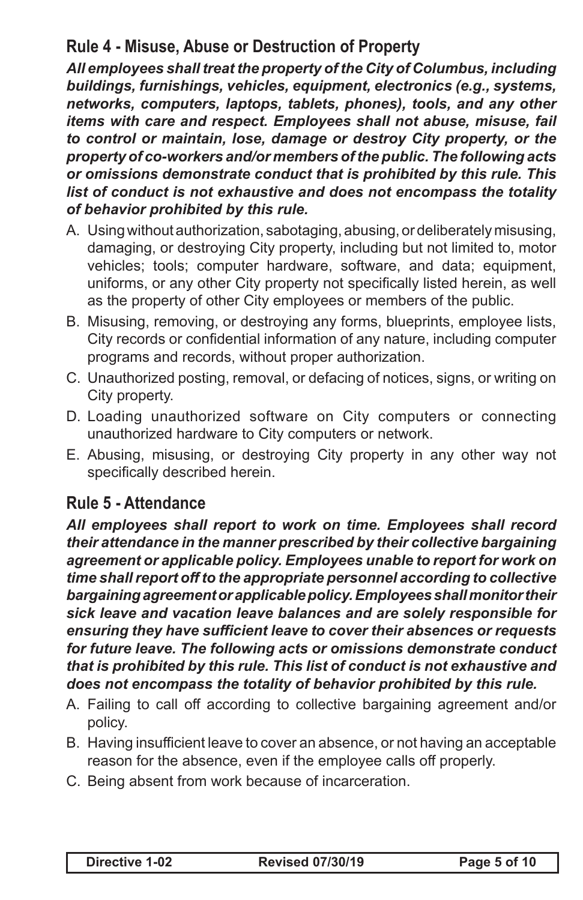## Rule 4 - Misuse, Abuse or Destruction of Property

***All employees shall treat the property of the City of Columbus, including buildings, furnishings, vehicles, equipment, electronics (e.g., systems, networks, computers, laptops, tablets, phones), tools, and any other items with care and respect. Employees shall not abuse, misuse, fail to control or maintain, lose, damage or destroy City property, or the property of co-workers and/or members of the public. The following acts or omissions demonstrate conduct that is prohibited by this rule. This list of conduct is not exhaustive and does not encompass the totality of behavior prohibited by this rule.***

A. Using without authorization, sabotaging, abusing, or deliberately misusing, damaging, or destroying City property, including but not limited to, motor vehicles; tools; computer hardware, software, and data; equipment, uniforms, or any other City property not specifically listed herein, as well as the property of other City employees or members of the public.

B. Misusing, removing, or destroying any forms, blueprints, employee lists, City records or confidential information of any nature, including computer programs and records, without proper authorization.

C. Unauthorized posting, removal, or defacing of notices, signs, or writing on City property.

D. Loading unauthorized software on City computers or connecting unauthorized hardware to City computers or network.

E. Abusing, misusing, or destroying City property in any other way not specifically described herein.

## Rule 5 - Attendance

***All employees shall report to work on time. Employees shall record their attendance in the manner prescribed by their collective bargaining agreement or applicable policy. Employees unable to report for work on time shall report off to the appropriate personnel according to collective bargaining agreement or applicable policy. Employees shall monitor their sick leave and vacation leave balances and are solely responsible for ensuring they have sufficient leave to cover their absences or requests for future leave. The following acts or omissions demonstrate conduct that is prohibited by this rule. This list of conduct is not exhaustive and does not encompass the totality of behavior prohibited by this rule.***

A. Failing to call off according to collective bargaining agreement and/or policy.

B. Having insufficient leave to cover an absence, or not having an acceptable reason for the absence, even if the employee calls off properly.

C. Being absent from work because of incarceration.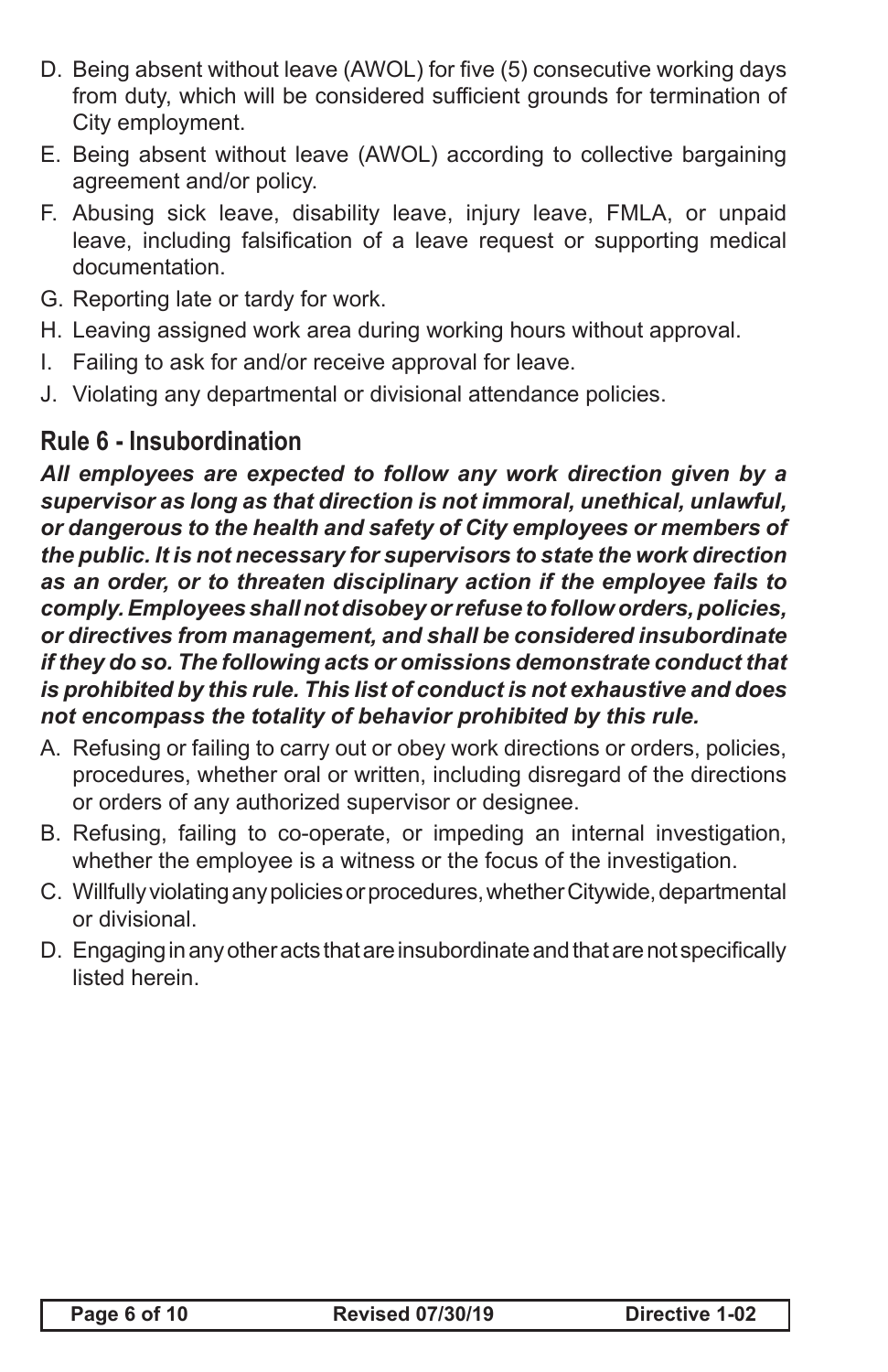D. Being absent without leave (AWOL) for five (5) consecutive working days from duty, which will be considered sufficient grounds for termination of City employment.
E. Being absent without leave (AWOL) according to collective bargaining agreement and/or policy.
F. Abusing sick leave, disability leave, injury leave, FMLA, or unpaid leave, including falsification of a leave request or supporting medical documentation.
G. Reporting late or tardy for work.
H. Leaving assigned work area during working hours without approval.
I. Failing to ask for and/or receive approval for leave.
J. Violating any departmental or divisional attendance policies.

## Rule 6 - Insubordination

***All employees are expected to follow any work direction given by a supervisor as long as that direction is not immoral, unethical, unlawful, or dangerous to the health and safety of City employees or members of the public. It is not necessary for supervisors to state the work direction as an order, or to threaten disciplinary action if the employee fails to comply. Employees shall not disobey or refuse to follow orders, policies, or directives from management, and shall be considered insubordinate if they do so. The following acts or omissions demonstrate conduct that is prohibited by this rule. This list of conduct is not exhaustive and does not encompass the totality of behavior prohibited by this rule.***

A. Refusing or failing to carry out or obey work directions or orders, policies, procedures, whether oral or written, including disregard of the directions or orders of any authorized supervisor or designee.
B. Refusing, failing to co-operate, or impeding an internal investigation, whether the employee is a witness or the focus of the investigation.
C. Willfully violating any policies or procedures, whether Citywide, departmental or divisional.
D. Engaging in any other acts that are insubordinate and that are not specifically listed herein.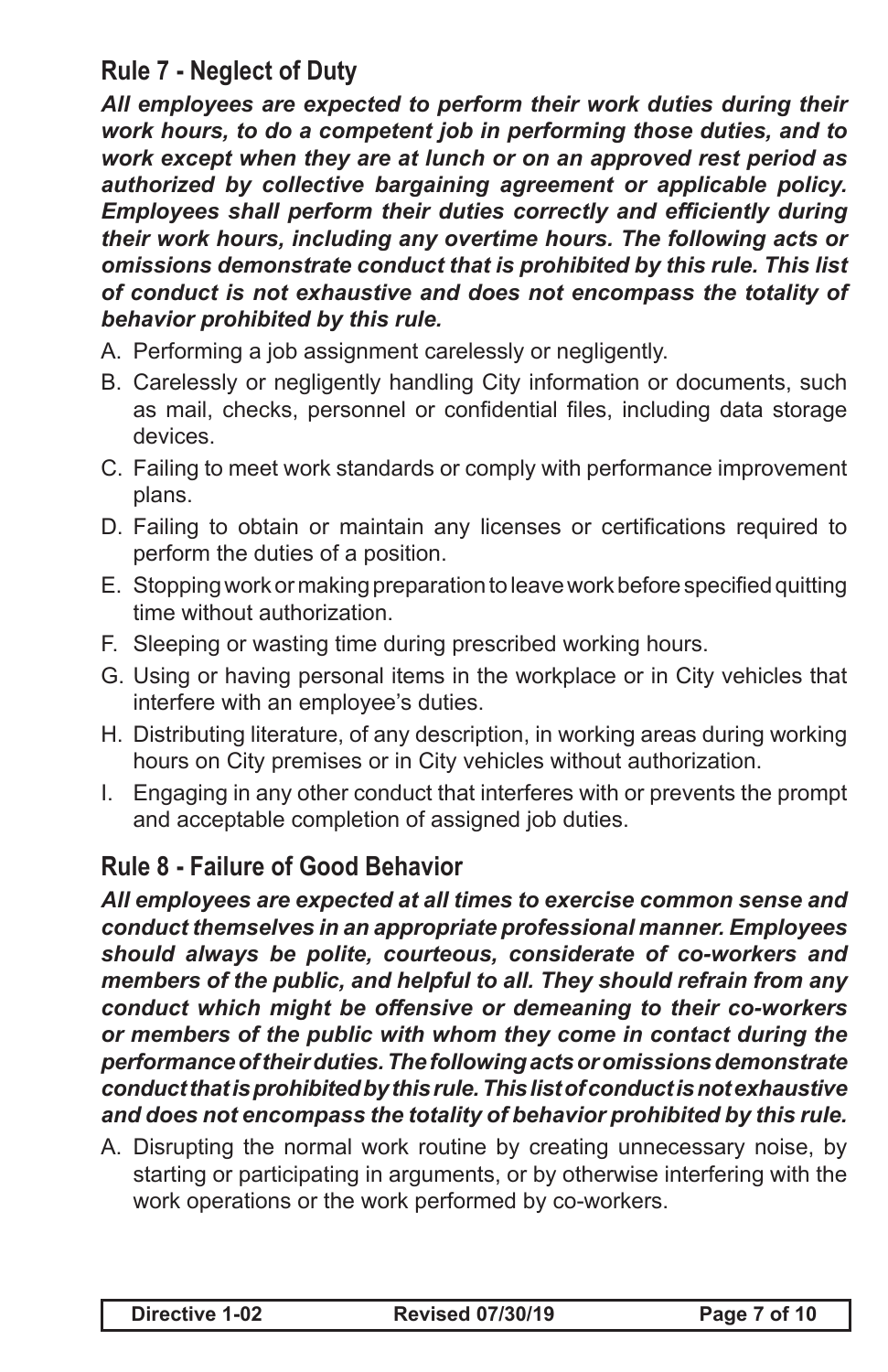## Rule 7 - Neglect of Duty

***All employees are expected to perform their work duties during their work hours, to do a competent job in performing those duties, and to work except when they are at lunch or on an approved rest period as authorized by collective bargaining agreement or applicable policy. Employees shall perform their duties correctly and efficiently during their work hours, including any overtime hours. The following acts or omissions demonstrate conduct that is prohibited by this rule. This list of conduct is not exhaustive and does not encompass the totality of behavior prohibited by this rule.***

A. Performing a job assignment carelessly or negligently.

B. Carelessly or negligently handling City information or documents, such as mail, checks, personnel or confidential files, including data storage devices.

C. Failing to meet work standards or comply with performance improvement plans.

D. Failing to obtain or maintain any licenses or certifications required to perform the duties of a position.

E. Stopping work or making preparation to leave work before specified quitting time without authorization.

F. Sleeping or wasting time during prescribed working hours.

G. Using or having personal items in the workplace or in City vehicles that interfere with an employee's duties.

H. Distributing literature, of any description, in working areas during working hours on City premises or in City vehicles without authorization.

I. Engaging in any other conduct that interferes with or prevents the prompt and acceptable completion of assigned job duties.

## Rule 8 - Failure of Good Behavior

***All employees are expected at all times to exercise common sense and conduct themselves in an appropriate professional manner. Employees should always be polite, courteous, considerate of co-workers and members of the public, and helpful to all. They should refrain from any conduct which might be offensive or demeaning to their co-workers or members of the public with whom they come in contact during the performance of their duties. The following acts or omissions demonstrate conduct that is prohibited by this rule. This list of conduct is not exhaustive and does not encompass the totality of behavior prohibited by this rule.***

A. Disrupting the normal work routine by creating unnecessary noise, by starting or participating in arguments, or by otherwise interfering with the work operations or the work performed by co-workers.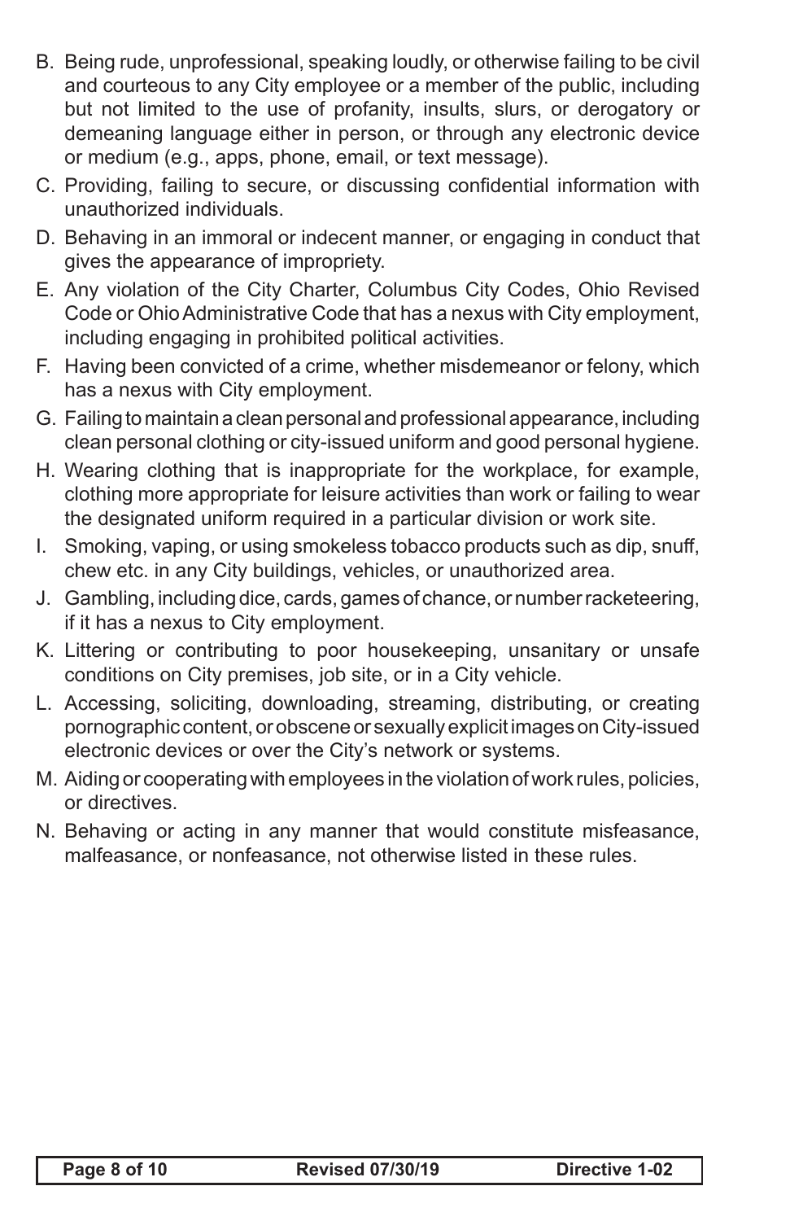B. Being rude, unprofessional, speaking loudly, or otherwise failing to be civil and courteous to any City employee or a member of the public, including but not limited to the use of profanity, insults, slurs, or derogatory or demeaning language either in person, or through any electronic device or medium (e.g., apps, phone, email, or text message).

C. Providing, failing to secure, or discussing confidential information with unauthorized individuals.

D. Behaving in an immoral or indecent manner, or engaging in conduct that gives the appearance of impropriety.

E. Any violation of the City Charter, Columbus City Codes, Ohio Revised Code or Ohio Administrative Code that has a nexus with City employment, including engaging in prohibited political activities.

F. Having been convicted of a crime, whether misdemeanor or felony, which has a nexus with City employment.

G. Failing to maintain a clean personal and professional appearance, including clean personal clothing or city-issued uniform and good personal hygiene.

H. Wearing clothing that is inappropriate for the workplace, for example, clothing more appropriate for leisure activities than work or failing to wear the designated uniform required in a particular division or work site.

I. Smoking, vaping, or using smokeless tobacco products such as dip, snuff, chew etc. in any City buildings, vehicles, or unauthorized area.

J. Gambling, including dice, cards, games of chance, or number racketeering, if it has a nexus to City employment.

K. Littering or contributing to poor housekeeping, unsanitary or unsafe conditions on City premises, job site, or in a City vehicle.

L. Accessing, soliciting, downloading, streaming, distributing, or creating pornographic content, or obscene or sexually explicit images on City-issued electronic devices or over the City's network or systems.

M. Aiding or cooperating with employees in the violation of work rules, policies, or directives.

N. Behaving or acting in any manner that would constitute misfeasance, malfeasance, or nonfeasance, not otherwise listed in these rules.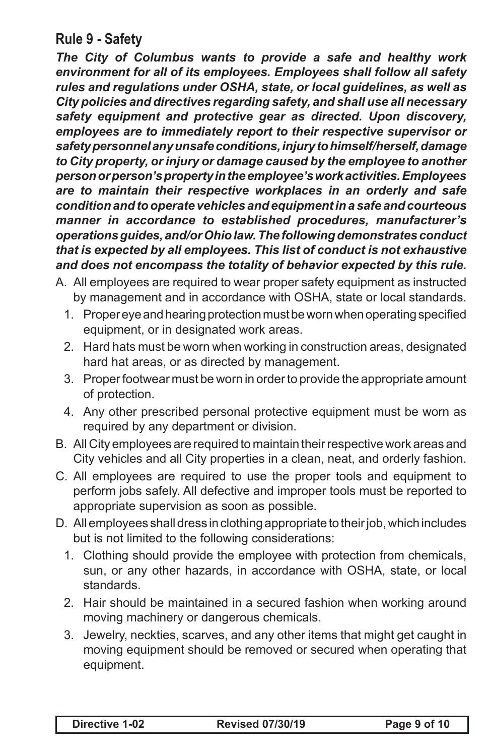## Rule 9 - Safety

***The City of Columbus wants to provide a safe and healthy work environment for all of its employees. Employees shall follow all safety rules and regulations under OSHA, state, or local guidelines, as well as City policies and directives regarding safety, and shall use all necessary safety equipment and protective gear as directed. Upon discovery, employees are to immediately report to their respective supervisor or safety personnel any unsafe conditions, injury to himself/herself, damage to City property, or injury or damage caused by the employee to another person or person's property in the employee's work activities. Employees are to maintain their respective workplaces in an orderly and safe condition and to operate vehicles and equipment in a safe and courteous manner in accordance to established procedures, manufacturer's operations guides, and/or Ohio law. The following demonstrates conduct that is expected by all employees. This list of conduct is not exhaustive and does not encompass the totality of behavior expected by this rule.***

A. All employees are required to wear proper safety equipment as instructed by management and in accordance with OSHA, state or local standards.
   1. Proper eye and hearing protection must be worn when operating specified equipment, or in designated work areas.
   2. Hard hats must be worn when working in construction areas, designated hard hat areas, or as directed by management.
   3. Proper footwear must be worn in order to provide the appropriate amount of protection.
   4. Any other prescribed personal protective equipment must be worn as required by any department or division.
B. All City employees are required to maintain their respective work areas and City vehicles and all City properties in a clean, neat, and orderly fashion.
C. All employees are required to use the proper tools and equipment to perform jobs safely. All defective and improper tools must be reported to appropriate supervision as soon as possible.
D. All employees shall dress in clothing appropriate to their job, which includes but is not limited to the following considerations:
   1. Clothing should provide the employee with protection from chemicals, sun, or any other hazards, in accordance with OSHA, state, or local standards.
   2. Hair should be maintained in a secured fashion when working around moving machinery or dangerous chemicals.
   3. Jewelry, neckties, scarves, and any other items that might get caught in moving equipment should be removed or secured when operating that equipment.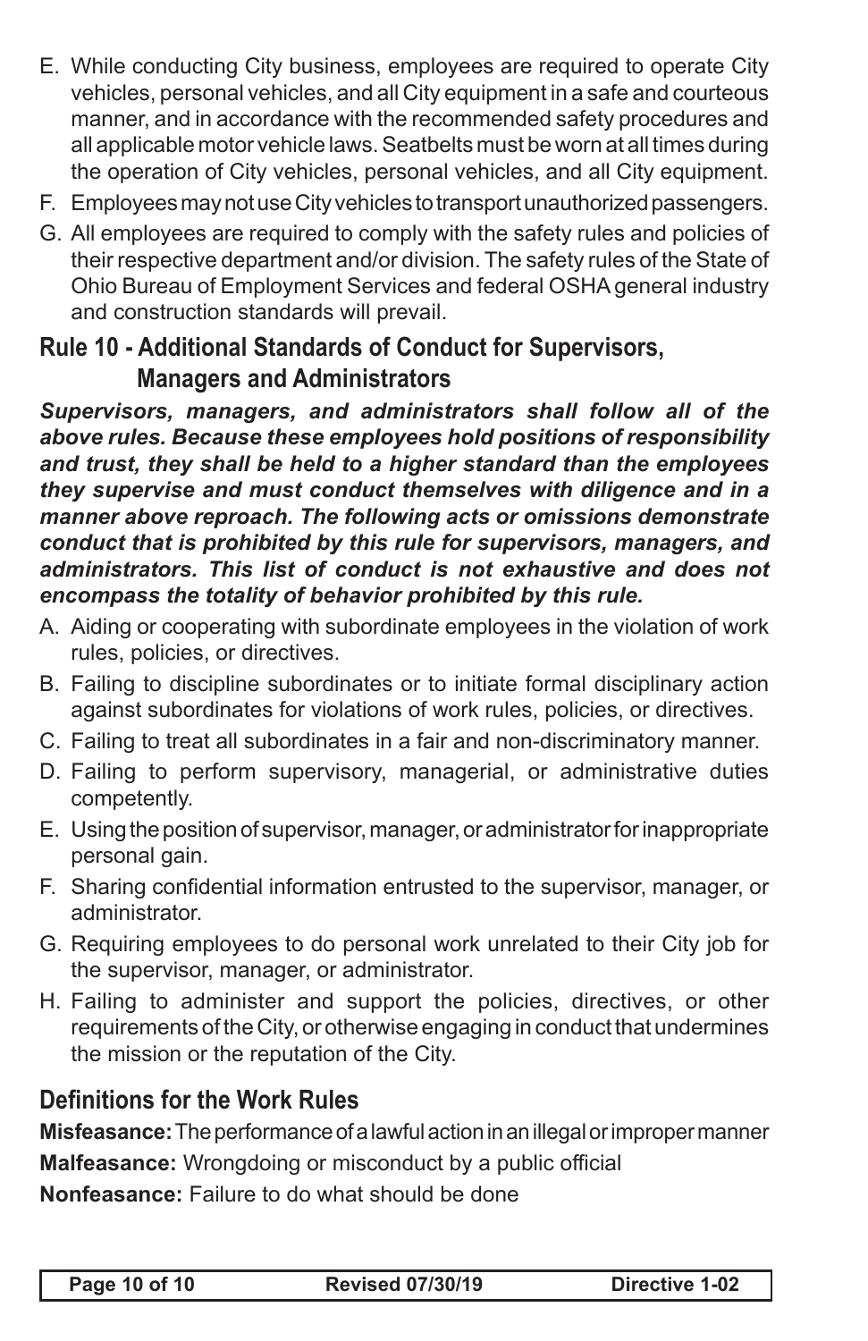E. While conducting City business, employees are required to operate City vehicles, personal vehicles, and all City equipment in a safe and courteous manner, and in accordance with the recommended safety procedures and all applicable motor vehicle laws. Seatbelts must be worn at all times during the operation of City vehicles, personal vehicles, and all City equipment.

F. Employees may not use City vehicles to transport unauthorized passengers.

G. All employees are required to comply with the safety rules and policies of their respective department and/or division. The safety rules of the State of Ohio Bureau of Employment Services and federal OSHA general industry and construction standards will prevail.

## Rule 10 - Additional Standards of Conduct for Supervisors, Managers and Administrators

***Supervisors, managers, and administrators shall follow all of the above rules. Because these employees hold positions of responsibility and trust, they shall be held to a higher standard than the employees they supervise and must conduct themselves with diligence and in a manner above reproach. The following acts or omissions demonstrate conduct that is prohibited by this rule for supervisors, managers, and administrators. This list of conduct is not exhaustive and does not encompass the totality of behavior prohibited by this rule.***

A. Aiding or cooperating with subordinate employees in the violation of work rules, policies, or directives.

B. Failing to discipline subordinates or to initiate formal disciplinary action against subordinates for violations of work rules, policies, or directives.

C. Failing to treat all subordinates in a fair and non-discriminatory manner.

D. Failing to perform supervisory, managerial, or administrative duties competently.

E. Using the position of supervisor, manager, or administrator for inappropriate personal gain.

F. Sharing confidential information entrusted to the supervisor, manager, or administrator.

G. Requiring employees to do personal work unrelated to their City job for the supervisor, manager, or administrator.

H. Failing to administer and support the policies, directives, or other requirements of the City, or otherwise engaging in conduct that undermines the mission or the reputation of the City.

## Definitions for the Work Rules

**Misfeasance:** The performance of a lawful action in an illegal or improper manner

**Malfeasance:** Wrongdoing or misconduct by a public official

**Nonfeasance:** Failure to do what should be done